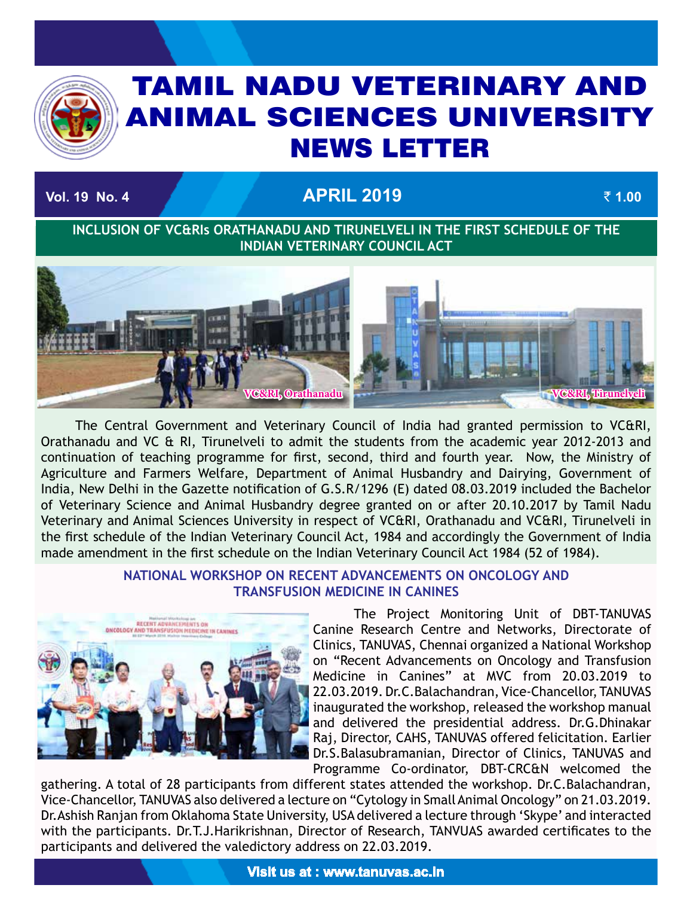# TAMIL NADU VETERINARY AND ANIMAL SCIENCES UNIVERSITY NEWS LETTER

**Vol. 19 No. 4** | **APRIL 2019** | **₹ 1.00**

## INCLUSION OF VC&RIs ORATHANADU AND TIRUNELVELI IN THE FIRST SCHEDULE OF THE INDIAN VETERINARY COUNCIL ACT

VC&RI, Orathanadu

VC&RI, Tirunelveli

The Central Government and Veterinary Council of India had granted permission to VC&RI, Orathanadu and VC & RI, Tirunelveli to admit the students from the academic year 2012-2013 and continuation of teaching programme for first, second, third and fourth year. Now, the Ministry of Agriculture and Farmers Welfare, Department of Animal Husbandry and Dairying, Government of India, New Delhi in the Gazette notification of G.S.R/1296 (E) dated 08.03.2019 included the Bachelor of Veterinary Science and Animal Husbandry degree granted on or after 20.10.2017 by Tamil Nadu Veterinary and Animal Sciences University in respect of VC&RI, Orathanadu and VC&RI, Tirunelveli in the first schedule of the Indian Veterinary Council Act, 1984 and accordingly the Government of India made amendment in the first schedule on the Indian Veterinary Council Act 1984 (52 of 1984).

## NATIONAL WORKSHOP ON RECENT ADVANCEMENTS ON ONCOLOGY AND TRANSFUSION MEDICINE IN CANINES

The Project Monitoring Unit of DBT-TANUVAS Canine Research Centre and Networks, Directorate of Clinics, TANUVAS, Chennai organized a National Workshop on "Recent Advancements on Oncology and Transfusion Medicine in Canines" at MVC from 20.03.2019 to 22.03.2019. Dr.C.Balachandran, Vice-Chancellor, TANUVAS inaugurated the workshop, released the workshop manual and delivered the presidential address. Dr.G.Dhinakar Raj, Director, CAHS, TANUVAS offered felicitation. Earlier Dr.S.Balasubramanian, Director of Clinics, TANUVAS and Programme Co-ordinator, DBT-CRC&N welcomed the gathering. A total of 28 participants from different states attended the workshop. Dr.C.Balachandran, Vice-Chancellor, TANUVAS also delivered a lecture on "Cytology in Small Animal Oncology" on 21.03.2019. Dr.Ashish Ranjan from Oklahoma State University, USA delivered a lecture through 'Skype' and interacted with the participants. Dr.T.J.Harikrishnan, Director of Research, TANVUAS awarded certificates to the participants and delivered the valedictory address on 22.03.2019.

Visit us at : www.tanuvas.ac.in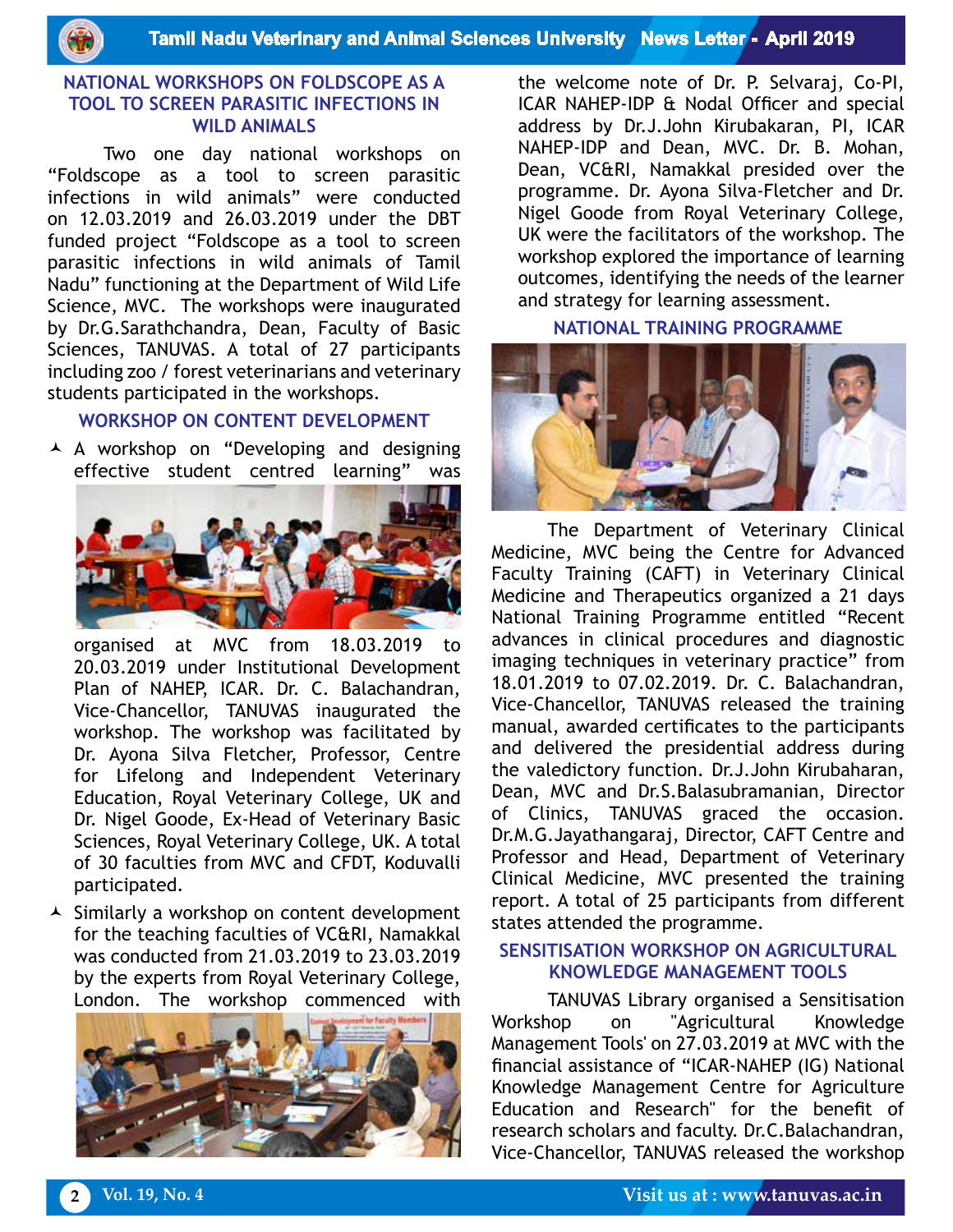## NATIONAL WORKSHOPS ON FOLDSCOPE AS A TOOL TO SCREEN PARASITIC INFECTIONS IN WILD ANIMALS

Two one day national workshops on "Foldscope as a tool to screen parasitic infections in wild animals" were conducted on 12.03.2019 and 26.03.2019 under the DBT funded project "Foldscope as a tool to screen parasitic infections in wild animals of Tamil Nadu" functioning at the Department of Wild Life Science, MVC. The workshops were inaugurated by Dr.G.Sarathchandra, Dean, Faculty of Basic Sciences, TANUVAS. A total of 27 participants including zoo / forest veterinarians and veterinary students participated in the workshops.

## WORKSHOP ON CONTENT DEVELOPMENT

- A workshop on "Developing and designing effective student centred learning" was organised at MVC from 18.03.2019 to 20.03.2019 under Institutional Development Plan of NAHEP, ICAR. Dr. C. Balachandran, Vice-Chancellor, TANUVAS inaugurated the workshop. The workshop was facilitated by Dr. Ayona Silva Fletcher, Professor, Centre for Lifelong and Independent Veterinary Education, Royal Veterinary College, UK and Dr. Nigel Goode, Ex-Head of Veterinary Basic Sciences, Royal Veterinary College, UK. A total of 30 faculties from MVC and CFDT, Koduvalli participated.
- Similarly a workshop on content development for the teaching faculties of VC&RI, Namakkal was conducted from 21.03.2019 to 23.03.2019 by the experts from Royal Veterinary College, London. The workshop commenced with the welcome note of Dr. P. Selvaraj, Co-PI, ICAR NAHEP-IDP & Nodal Officer and special address by Dr.J.John Kirubakaran, PI, ICAR NAHEP-IDP and Dean, MVC. Dr. B. Mohan, Dean, VC&RI, Namakkal presided over the programme. Dr. Ayona Silva-Fletcher and Dr. Nigel Goode from Royal Veterinary College, UK were the facilitators of the workshop. The workshop explored the importance of learning outcomes, identifying the needs of the learner and strategy for learning assessment.

## NATIONAL TRAINING PROGRAMME

The Department of Veterinary Clinical Medicine, MVC being the Centre for Advanced Faculty Training (CAFT) in Veterinary Clinical Medicine and Therapeutics organized a 21 days National Training Programme entitled "Recent advances in clinical procedures and diagnostic imaging techniques in veterinary practice" from 18.01.2019 to 07.02.2019. Dr. C. Balachandran, Vice-Chancellor, TANUVAS released the training manual, awarded certificates to the participants and delivered the presidential address during the valedictory function. Dr.J.John Kirubaharan, Dean, MVC and Dr.S.Balasubramanian, Director of Clinics, TANUVAS graced the occasion. Dr.M.G.Jayathangaraj, Director, CAFT Centre and Professor and Head, Department of Veterinary Clinical Medicine, MVC presented the training report. A total of 25 participants from different states attended the programme.

## SENSITISATION WORKSHOP ON AGRICULTURAL KNOWLEDGE MANAGEMENT TOOLS

TANUVAS Library organised a Sensitisation Workshop on "Agricultural Knowledge Management Tools' on 27.03.2019 at MVC with the financial assistance of "ICAR-NAHEP (IG) National Knowledge Management Centre for Agriculture Education and Research" for the benefit of research scholars and faculty. Dr.C.Balachandran, Vice-Chancellor, TANUVAS released the workshop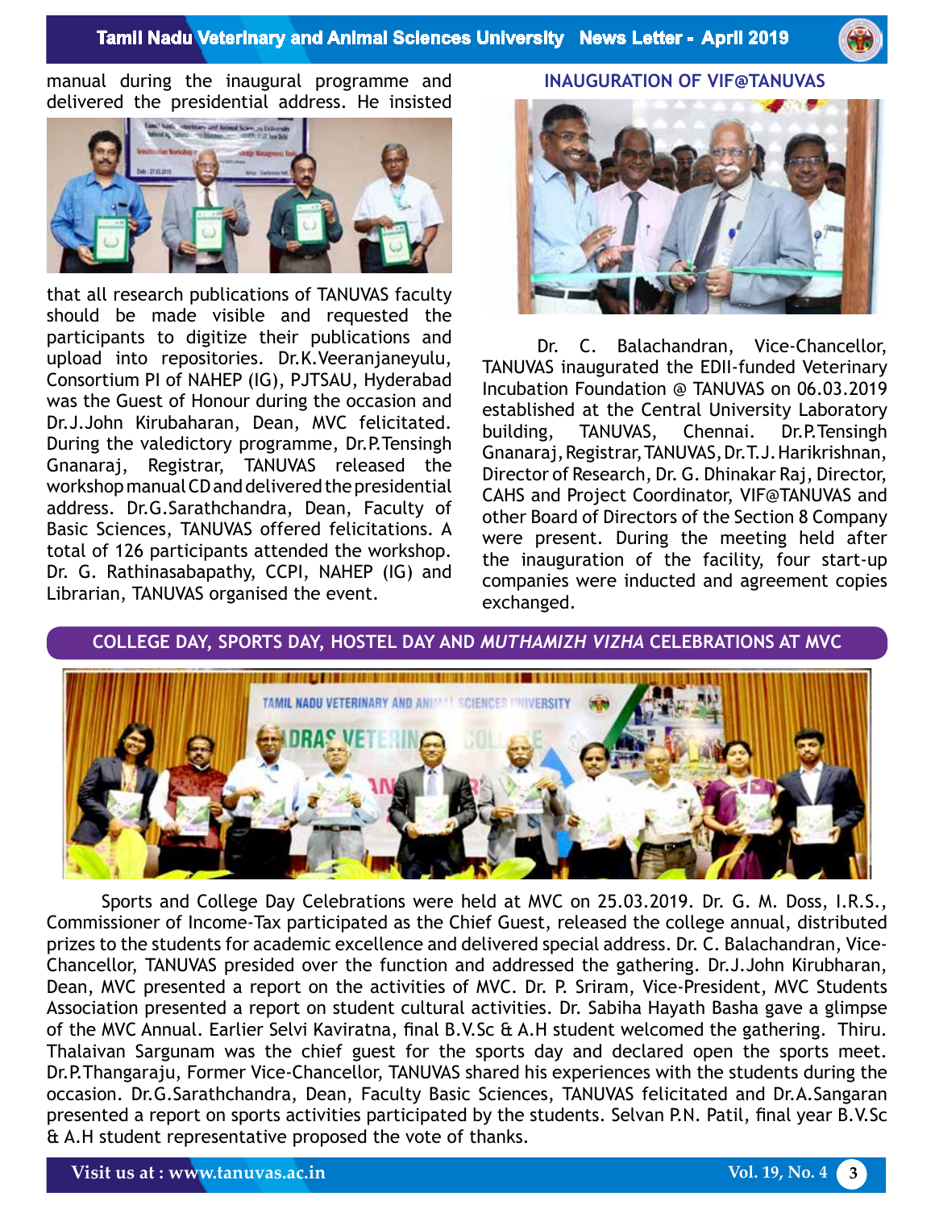manual during the inaugural programme and delivered the presidential address. He insisted that all research publications of TANUVAS faculty should be made visible and requested the participants to digitize their publications and upload into repositories. Dr.K.Veeranjaneyulu, Consortium PI of NAHEP (IG), PJTSAU, Hyderabad was the Guest of Honour during the occasion and Dr.J.John Kirubaharan, Dean, MVC felicitated. During the valedictory programme, Dr.P.Tensingh Gnanaraj, Registrar, TANUVAS released the workshop manual CD and delivered the presidential address. Dr.G.Sarathchandra, Dean, Faculty of Basic Sciences, TANUVAS offered felicitations. A total of 126 participants attended the workshop. Dr. G. Rathinasabapathy, CCPI, NAHEP (IG) and Librarian, TANUVAS organised the event.

## INAUGURATION OF VIF@TANUVAS

Dr. C. Balachandran, Vice-Chancellor, TANUVAS inaugurated the EDII-funded Veterinary Incubation Foundation @ TANUVAS on 06.03.2019 established at the Central University Laboratory building, TANUVAS, Chennai. Dr.P.Tensingh Gnanaraj, Registrar, TANUVAS, Dr.T.J. Harikrishnan, Director of Research, Dr. G. Dhinakar Raj, Director, CAHS and Project Coordinator, VIF@TANUVAS and other Board of Directors of the Section 8 Company were present. During the meeting held after the inauguration of the facility, four start-up companies were inducted and agreement copies exchanged.

## COLLEGE DAY, SPORTS DAY, HOSTEL DAY AND *MUTHAMIZH VIZHA* CELEBRATIONS AT MVC

Sports and College Day Celebrations were held at MVC on 25.03.2019. Dr. G. M. Doss, I.R.S., Commissioner of Income-Tax participated as the Chief Guest, released the college annual, distributed prizes to the students for academic excellence and delivered special address. Dr. C. Balachandran, Vice-Chancellor, TANUVAS presided over the function and addressed the gathering. Dr.J.John Kirubharan, Dean, MVC presented a report on the activities of MVC. Dr. P. Sriram, Vice-President, MVC Students Association presented a report on student cultural activities. Dr. Sabiha Hayath Basha gave a glimpse of the MVC Annual. Earlier Selvi Kaviratna, final B.V.Sc & A.H student welcomed the gathering. Thiru. Thalaivan Sargunam was the chief guest for the sports day and declared open the sports meet. Dr.P.Thangaraju, Former Vice-Chancellor, TANUVAS shared his experiences with the students during the occasion. Dr.G.Sarathchandra, Dean, Faculty Basic Sciences, TANUVAS felicitated and Dr.A.Sangaran presented a report on sports activities participated by the students. Selvan P.N. Patil, final year B.V.Sc & A.H student representative proposed the vote of thanks.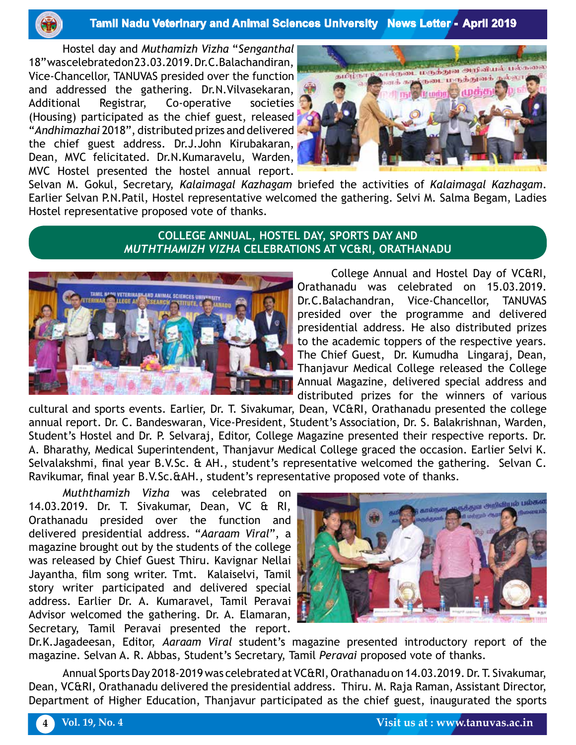Hostel day and *Muthamizh Vizha* "*Senganthal 18*" was celebrated on 23.03.2019. Dr.C.Balachandiran, Vice-Chancellor, TANUVAS presided over the function and addressed the gathering. Dr.N.Vilvasekaran, Additional Registrar, Co-operative societies (Housing) participated as the chief guest, released "*Andhimazhai* 2018", distributed prizes and delivered the chief guest address. Dr.J.John Kirubakaran, Dean, MVC felicitated. Dr.N.Kumaravelu, Warden, MVC Hostel presented the hostel annual report. Selvan M. Gokul, Secretary, *Kalaimagal Kazhagam* briefed the activities of *Kalaimagal Kazhagam*. Earlier Selvan P.N.Patil, Hostel representative welcomed the gathering. Selvi M. Salma Begam, Ladies Hostel representative proposed vote of thanks.

## COLLEGE ANNUAL, HOSTEL DAY, SPORTS DAY AND *MUTHTHAMIZH VIZHA* CELEBRATIONS AT VC&RI, ORATHANADU

College Annual and Hostel Day of VC&RI, Orathanadu was celebrated on 15.03.2019. Dr.C.Balachandran, Vice-Chancellor, TANUVAS presided over the programme and delivered presidential address. He also distributed prizes to the academic toppers of the respective years. The Chief Guest, Dr. Kumudha Lingaraj, Dean, Thanjavur Medical College released the College Annual Magazine, delivered special address and distributed prizes for the winners of various cultural and sports events. Earlier, Dr. T. Sivakumar, Dean, VC&RI, Orathanadu presented the college annual report. Dr. C. Bandeswaran, Vice-President, Student's Association, Dr. S. Balakrishnan, Warden, Student's Hostel and Dr. P. Selvaraj, Editor, College Magazine presented their respective reports. Dr. A. Bharathy, Medical Superintendent, Thanjavur Medical College graced the occasion. Earlier Selvi K. Selvalakshmi, final year B.V.Sc. & AH., student's representative welcomed the gathering. Selvan C. Ravikumar, final year B.V.Sc.&AH., student's representative proposed vote of thanks.

*Muththamizh Vizha* was celebrated on 14.03.2019. Dr. T. Sivakumar, Dean, VC & RI, Orathanadu presided over the function and delivered presidential address. "*Aaraam Viral*", a magazine brought out by the students of the college was released by Chief Guest Thiru. Kavignar Nellai Jayantha, film song writer. Tmt. Kalaiselvi, Tamil story writer participated and delivered special address. Earlier Dr. A. Kumaravel, Tamil Peravai Advisor welcomed the gathering. Dr. A. Elamaran, Secretary, Tamil Peravai presented the report. Dr.K.Jagadeesan, Editor, *Aaraam Viral* student's magazine presented introductory report of the magazine. Selvan A. R. Abbas, Student's Secretary, Tamil *Peravai* proposed vote of thanks.

Annual Sports Day 2018-2019 was celebrated at VC&RI, Orathanadu on 14.03.2019. Dr. T. Sivakumar, Dean, VC&RI, Orathanadu delivered the presidential address. Thiru. M. Raja Raman, Assistant Director, Department of Higher Education, Thanjavur participated as the chief guest, inaugurated the sports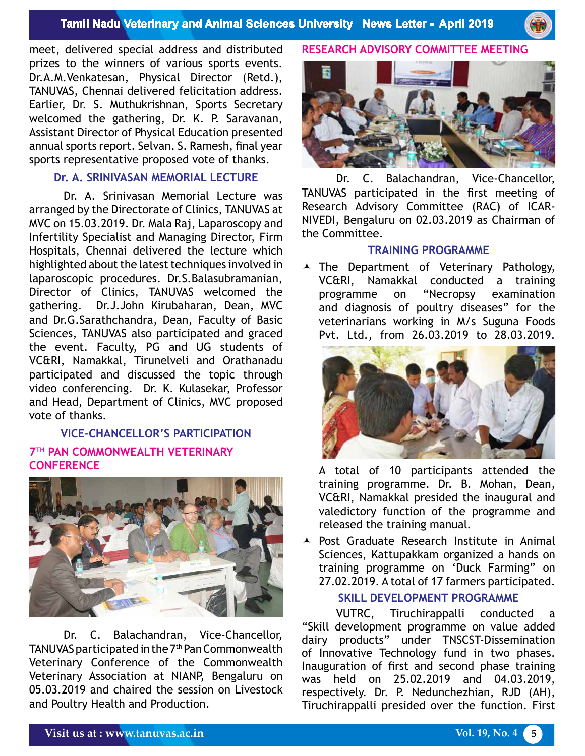meet, delivered special address and distributed prizes to the winners of various sports events. Dr.A.M.Venkatesan, Physical Director (Retd.), TANUVAS, Chennai delivered felicitation address. Earlier, Dr. S. Muthukrishnan, Sports Secretary welcomed the gathering, Dr. K. P. Saravanan, Assistant Director of Physical Education presented annual sports report. Selvan. S. Ramesh, final year sports representative proposed vote of thanks.

## Dr. A. SRINIVASAN MEMORIAL LECTURE

Dr. A. Srinivasan Memorial Lecture was arranged by the Directorate of Clinics, TANUVAS at MVC on 15.03.2019. Dr. Mala Raj, Laparoscopy and Infertility Specialist and Managing Director, Firm Hospitals, Chennai delivered the lecture which highlighted about the latest techniques involved in laparoscopic procedures. Dr.S.Balasubramanian, Director of Clinics, TANUVAS welcomed the gathering. Dr.J.John Kirubaharan, Dean, MVC and Dr.G.Sarathchandra, Dean, Faculty of Basic Sciences, TANUVAS also participated and graced the event. Faculty, PG and UG students of VC&RI, Namakkal, Tirunelveli and Orathanadu participated and discussed the topic through video conferencing. Dr. K. Kulasekar, Professor and Head, Department of Clinics, MVC proposed vote of thanks.

## VICE-CHANCELLOR'S PARTICIPATION

### 7TH PAN COMMONWEALTH VETERINARY CONFERENCE

Dr. C. Balachandran, Vice-Chancellor, TANUVAS participated in the 7th Pan Commonwealth Veterinary Conference of the Commonwealth Veterinary Association at NIANP, Bengaluru on 05.03.2019 and chaired the session on Livestock and Poultry Health and Production.

### RESEARCH ADVISORY COMMITTEE MEETING

Dr. C. Balachandran, Vice-Chancellor, TANUVAS participated in the first meeting of Research Advisory Committee (RAC) of ICAR-NIVEDI, Bengaluru on 02.03.2019 as Chairman of the Committee.

## TRAINING PROGRAMME

- The Department of Veterinary Pathology, VC&RI, Namakkal conducted a training programme on "Necropsy examination and diagnosis of poultry diseases" for the veterinarians working in M/s Suguna Foods Pvt. Ltd., from 26.03.2019 to 28.03.2019.

  A total of 10 participants attended the training programme. Dr. B. Mohan, Dean, VC&RI, Namakkal presided the inaugural and valedictory function of the programme and released the training manual.

- Post Graduate Research Institute in Animal Sciences, Kattupakkam organized a hands on training programme on 'Duck Farming" on 27.02.2019. A total of 17 farmers participated.

## SKILL DEVELOPMENT PROGRAMME

VUTRC, Tiruchirappalli conducted a "Skill development programme on value added dairy products" under TNSCST-Dissemination of Innovative Technology fund in two phases. Inauguration of first and second phase training was held on 25.02.2019 and 04.03.2019, respectively. Dr. P. Nedunchezhian, RJD (AH), Tiruchirappalli presided over the function. First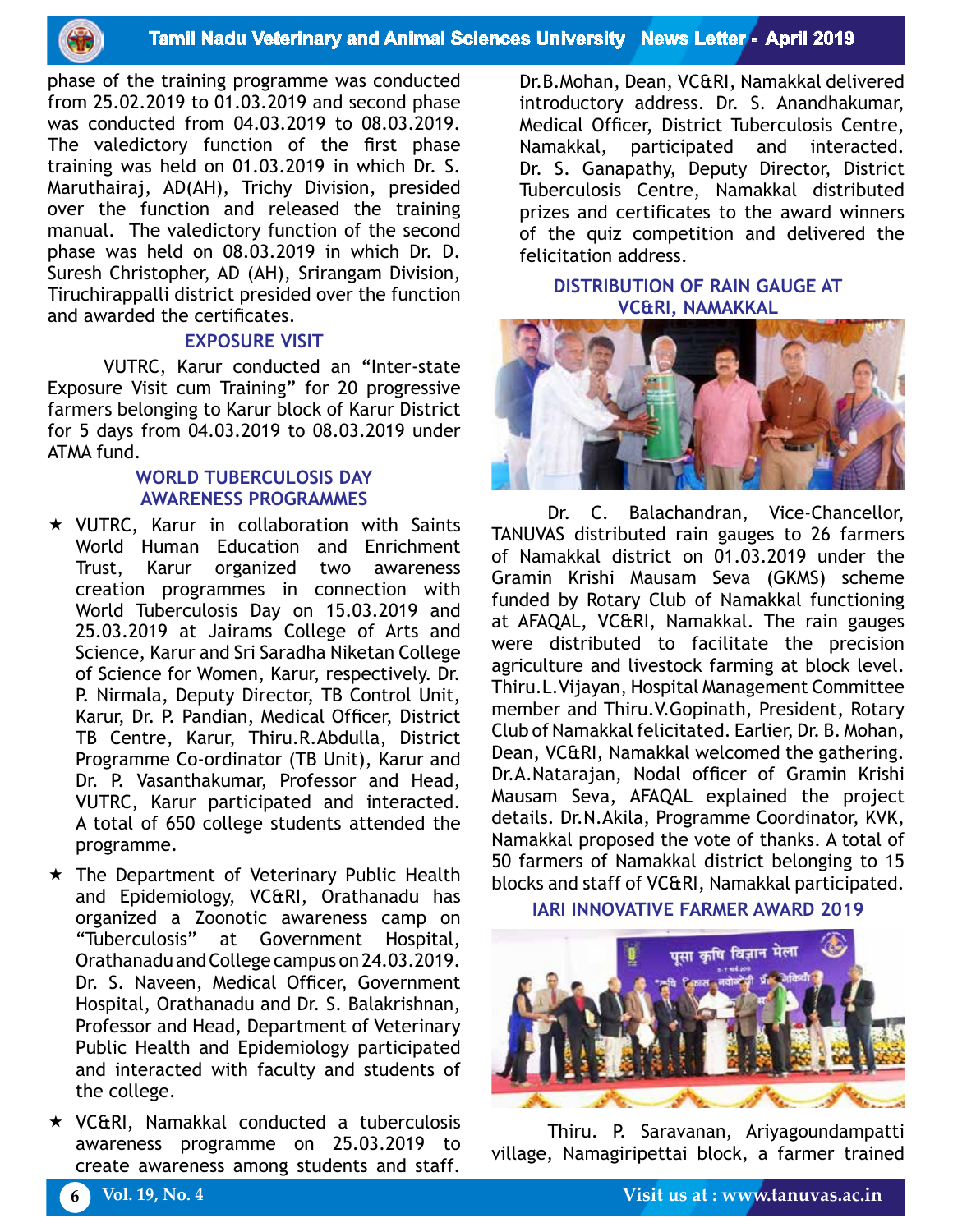phase of the training programme was conducted from 25.02.2019 to 01.03.2019 and second phase was conducted from 04.03.2019 to 08.03.2019. The valedictory function of the first phase training was held on 01.03.2019 in which Dr. S. Maruthairaj, AD(AH), Trichy Division, presided over the function and released the training manual. The valedictory function of the second phase was held on 08.03.2019 in which Dr. D. Suresh Christopher, AD (AH), Srirangam Division, Tiruchirappalli district presided over the function and awarded the certificates.

## EXPOSURE VISIT

VUTRC, Karur conducted an "Inter-state Exposure Visit cum Training" for 20 progressive farmers belonging to Karur block of Karur District for 5 days from 04.03.2019 to 08.03.2019 under ATMA fund.

## WORLD TUBERCULOSIS DAY AWARENESS PROGRAMMES

- ★ VUTRC, Karur in collaboration with Saints World Human Education and Enrichment Trust, Karur organized two awareness creation programmes in connection with World Tuberculosis Day on 15.03.2019 and 25.03.2019 at Jairams College of Arts and Science, Karur and Sri Saradha Niketan College of Science for Women, Karur, respectively. Dr. P. Nirmala, Deputy Director, TB Control Unit, Karur, Dr. P. Pandian, Medical Officer, District TB Centre, Karur, Thiru.R.Abdulla, District Programme Co-ordinator (TB Unit), Karur and Dr. P. Vasanthakumar, Professor and Head, VUTRC, Karur participated and interacted. A total of 650 college students attended the programme.
- ★ The Department of Veterinary Public Health and Epidemiology, VC&RI, Orathanadu has organized a Zoonotic awareness camp on "Tuberculosis" at Government Hospital, Orathanadu and College campus on 24.03.2019. Dr. S. Naveen, Medical Officer, Government Hospital, Orathanadu and Dr. S. Balakrishnan, Professor and Head, Department of Veterinary Public Health and Epidemiology participated and interacted with faculty and students of the college.
- ★ VC&RI, Namakkal conducted a tuberculosis awareness programme on 25.03.2019 to create awareness among students and staff. Dr.B.Mohan, Dean, VC&RI, Namakkal delivered introductory address. Dr. S. Anandhakumar, Medical Officer, District Tuberculosis Centre, Namakkal, participated and interacted. Dr. S. Ganapathy, Deputy Director, District Tuberculosis Centre, Namakkal distributed prizes and certificates to the award winners of the quiz competition and delivered the felicitation address.

## DISTRIBUTION OF RAIN GAUGE AT VC&RI, NAMAKKAL

Dr. C. Balachandran, Vice-Chancellor, TANUVAS distributed rain gauges to 26 farmers of Namakkal district on 01.03.2019 under the Gramin Krishi Mausam Seva (GKMS) scheme funded by Rotary Club of Namakkal functioning at AFAQAL, VC&RI, Namakkal. The rain gauges were distributed to facilitate the precision agriculture and livestock farming at block level. Thiru.L.Vijayan, Hospital Management Committee member and Thiru.V.Gopinath, President, Rotary Club of Namakkal felicitated. Earlier, Dr. B. Mohan, Dean, VC&RI, Namakkal welcomed the gathering. Dr.A.Natarajan, Nodal officer of Gramin Krishi Mausam Seva, AFAQAL explained the project details. Dr.N.Akila, Programme Coordinator, KVK, Namakkal proposed the vote of thanks. A total of 50 farmers of Namakkal district belonging to 15 blocks and staff of VC&RI, Namakkal participated.

## IARI INNOVATIVE FARMER AWARD 2019

Thiru. P. Saravanan, Ariyagoundampatti village, Namagiripettai block, a farmer trained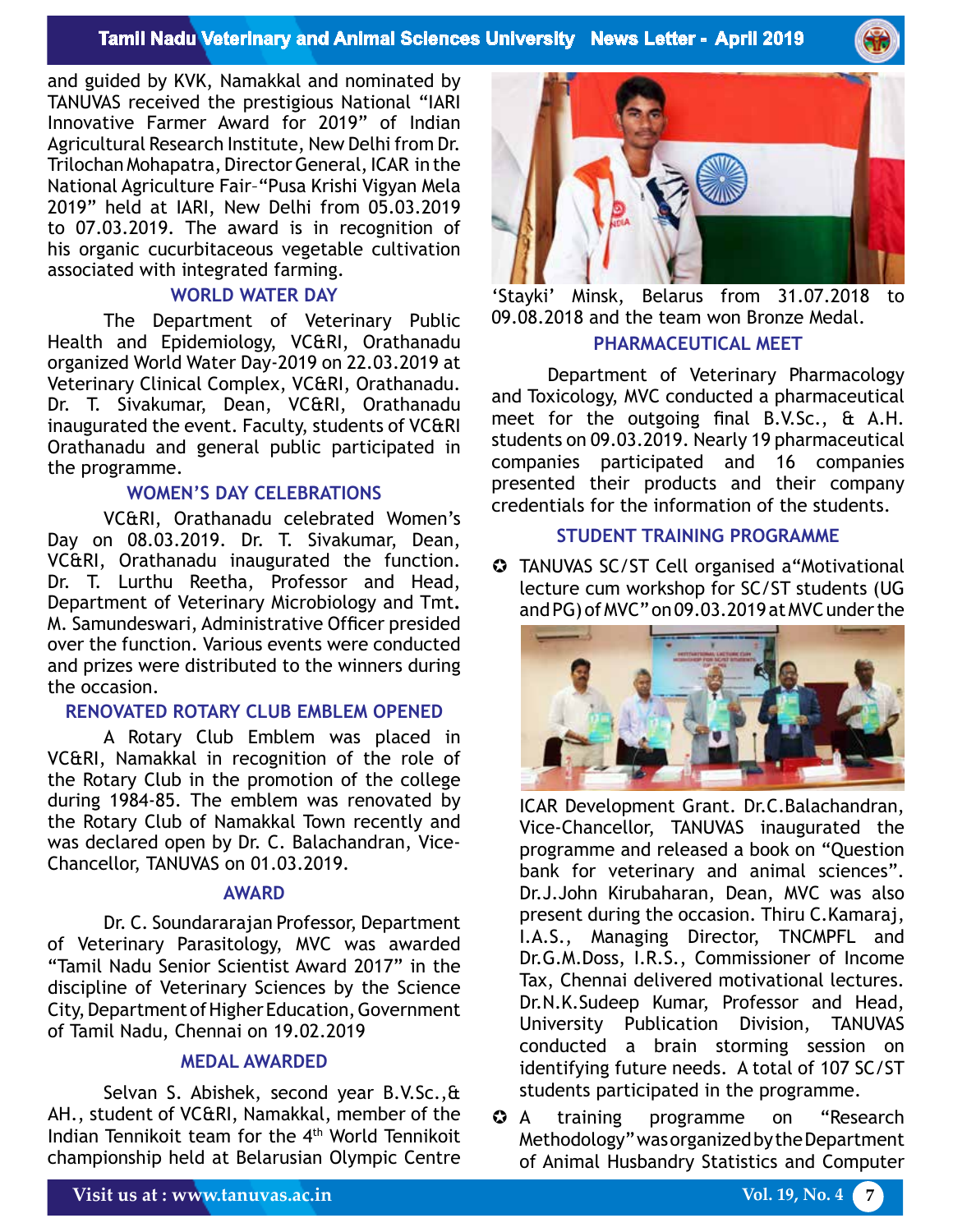and guided by KVK, Namakkal and nominated by TANUVAS received the prestigious National "IARI Innovative Farmer Award for 2019" of Indian Agricultural Research Institute, New Delhi from Dr. Trilochan Mohapatra, Director General, ICAR in the National Agriculture Fair–"Pusa Krishi Vigyan Mela 2019" held at IARI, New Delhi from 05.03.2019 to 07.03.2019. The award is in recognition of his organic cucurbitaceous vegetable cultivation associated with integrated farming.

### WORLD WATER DAY

The Department of Veterinary Public Health and Epidemiology, VC&RI, Orathanadu organized World Water Day-2019 on 22.03.2019 at Veterinary Clinical Complex, VC&RI, Orathanadu. Dr. T. Sivakumar, Dean, VC&RI, Orathanadu inaugurated the event. Faculty, students of VC&RI Orathanadu and general public participated in the programme.

### WOMEN'S DAY CELEBRATIONS

VC&RI, Orathanadu celebrated Women's Day on 08.03.2019. Dr. T. Sivakumar, Dean, VC&RI, Orathanadu inaugurated the function. Dr. T. Lurthu Reetha, Professor and Head, Department of Veterinary Microbiology and Tmt. M. Samundeswari, Administrative Officer presided over the function. Various events were conducted and prizes were distributed to the winners during the occasion.

### RENOVATED ROTARY CLUB EMBLEM OPENED

A Rotary Club Emblem was placed in VC&RI, Namakkal in recognition of the role of the Rotary Club in the promotion of the college during 1984-85. The emblem was renovated by the Rotary Club of Namakkal Town recently and was declared open by Dr. C. Balachandran, Vice-Chancellor, TANUVAS on 01.03.2019.

### AWARD

Dr. C. Soundararajan Professor, Department of Veterinary Parasitology, MVC was awarded "Tamil Nadu Senior Scientist Award 2017" in the discipline of Veterinary Sciences by the Science City, Department of Higher Education, Government of Tamil Nadu, Chennai on 19.02.2019

### MEDAL AWARDED

Selvan S. Abishek, second year B.V.Sc.,& AH., student of VC&RI, Namakkal, member of the Indian Tennikoit team for the 4th World Tennikoit championship held at Belarusian Olympic Centre 'Stayki' Minsk, Belarus from 31.07.2018 to 09.08.2018 and the team won Bronze Medal.

### PHARMACEUTICAL MEET

Department of Veterinary Pharmacology and Toxicology, MVC conducted a pharmaceutical meet for the outgoing final B.V.Sc., & A.H. students on 09.03.2019. Nearly 19 pharmaceutical companies participated and 16 companies presented their products and their company credentials for the information of the students.

### STUDENT TRAINING PROGRAMME

- TANUVAS SC/ST Cell organised a "Motivational lecture cum workshop for SC/ST students (UG and PG) of MVC" on 09.03.2019 at MVC under the ICAR Development Grant. Dr.C.Balachandran, Vice-Chancellor, TANUVAS inaugurated the programme and released a book on "Question bank for veterinary and animal sciences". Dr.J.John Kirubaharan, Dean, MVC was also present during the occasion. Thiru C.Kamaraj, I.A.S., Managing Director, TNCMPFL and Dr.G.M.Doss, I.R.S., Commissioner of Income Tax, Chennai delivered motivational lectures. Dr.N.K.Sudeep Kumar, Professor and Head, University Publication Division, TANUVAS conducted a brain storming session on identifying future needs. A total of 107 SC/ST students participated in the programme.
- A training programme on "Research Methodology" was organized by the Department of Animal Husbandry Statistics and Computer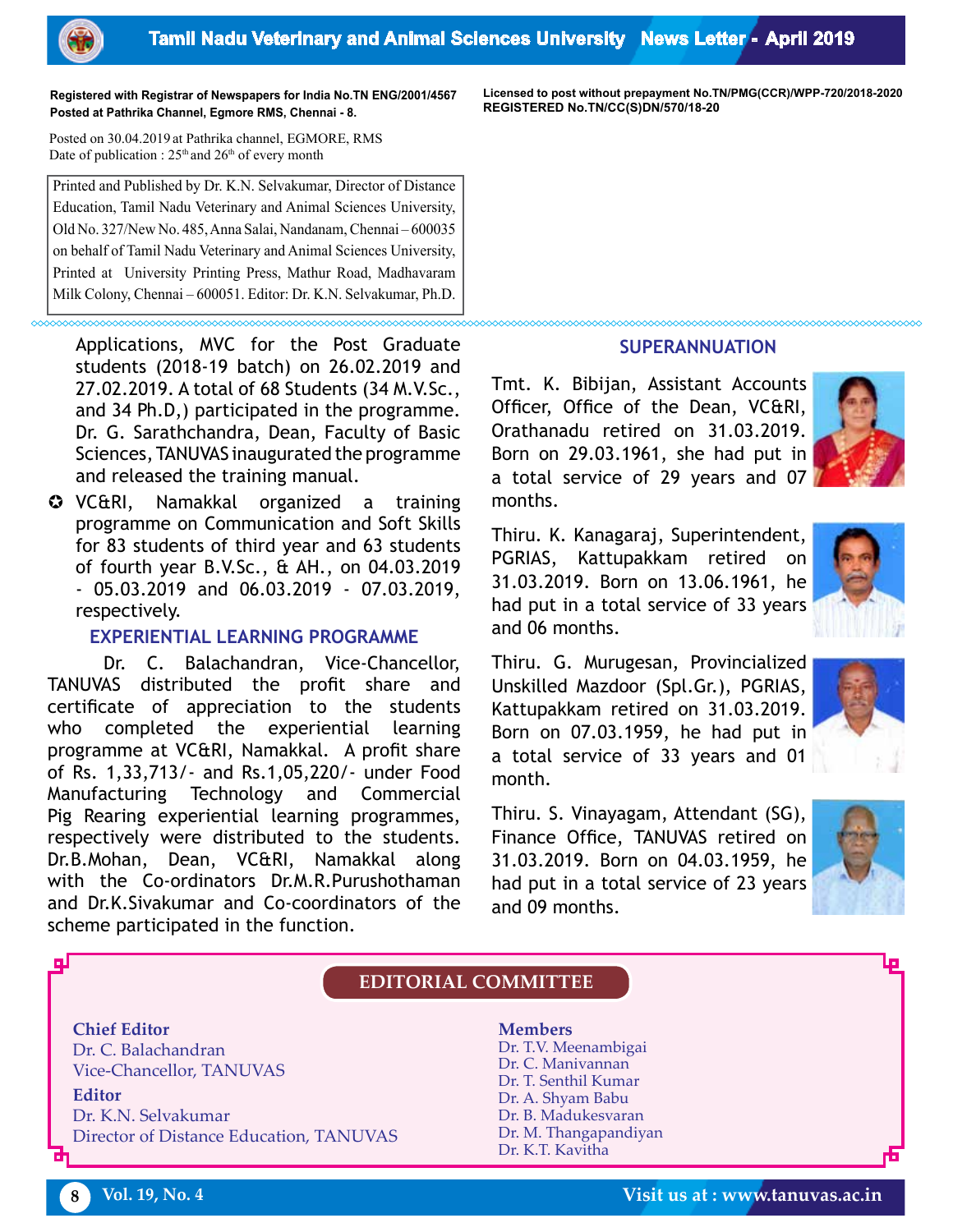Registered with Registrar of Newspapers for India No.TN ENG/2001/4567
Posted at Pathrika Channel, Egmore RMS, Chennai - 8.

Licensed to post without prepayment No.TN/PMG(CCR)/WPP-720/2018-2020
REGISTERED No.TN/CC(S)DN/570/18-20

Posted on 30.04.2019 at Pathrika channel, EGMORE, RMS
Date of publication : 25th and 26th of every month

Printed and Published by Dr. K.N. Selvakumar, Director of Distance Education, Tamil Nadu Veterinary and Animal Sciences University, Old No. 327/New No. 485, Anna Salai, Nandanam, Chennai – 600035 on behalf of Tamil Nadu Veterinary and Animal Sciences University, Printed at University Printing Press, Mathur Road, Madhavaram Milk Colony, Chennai – 600051. Editor: Dr. K.N. Selvakumar, Ph.D.

Applications, MVC for the Post Graduate students (2018-19 batch) on 26.02.2019 and 27.02.2019. A total of 68 Students (34 M.V.Sc., and 34 Ph.D,) participated in the programme. Dr. G. Sarathchandra, Dean, Faculty of Basic Sciences, TANUVAS inaugurated the programme and released the training manual.

- VC&RI, Namakkal organized a training programme on Communication and Soft Skills for 83 students of third year and 63 students of fourth year B.V.Sc., & AH., on 04.03.2019 - 05.03.2019 and 06.03.2019 - 07.03.2019, respectively.

## EXPERIENTIAL LEARNING PROGRAMME

Dr. C. Balachandran, Vice-Chancellor, TANUVAS distributed the profit share and certificate of appreciation to the students who completed the experiential learning programme at VC&RI, Namakkal. A profit share of Rs. 1,33,713/- and Rs.1,05,220/- under Food Manufacturing Technology and Commercial Pig Rearing experiential learning programmes, respectively were distributed to the students. Dr.B.Mohan, Dean, VC&RI, Namakkal along with the Co-ordinators Dr.M.R.Purushothaman and Dr.K.Sivakumar and Co-coordinators of the scheme participated in the function.

## SUPERANNUATION

Tmt. K. Bibijan, Assistant Accounts Officer, Office of the Dean, VC&RI, Orathanadu retired on 31.03.2019. Born on 29.03.1961, she had put in a total service of 29 years and 07 months.

Thiru. K. Kanagaraj, Superintendent, PGRIAS, Kattupakkam retired on 31.03.2019. Born on 13.06.1961, he had put in a total service of 33 years and 06 months.

Thiru. G. Murugesan, Provincialized Unskilled Mazdoor (Spl.Gr.), PGRIAS, Kattupakkam retired on 31.03.2019. Born on 07.03.1959, he had put in a total service of 33 years and 01 month.

Thiru. S. Vinayagam, Attendant (SG), Finance Office, TANUVAS retired on 31.03.2019. Born on 04.03.1959, he had put in a total service of 23 years and 09 months.

## EDITORIAL COMMITTEE

**Chief Editor**
Dr. C. Balachandran
Vice-Chancellor, TANUVAS

**Editor**
Dr. K.N. Selvakumar
Director of Distance Education, TANUVAS

**Members**
Dr. T.V. Meenambigai
Dr. C. Manivannan
Dr. T. Senthil Kumar
Dr. A. Shyam Babu
Dr. B. Madukesvaran
Dr. M. Thangapandiyan
Dr. K.T. Kavitha

Visit us at : www.tanuvas.ac.in